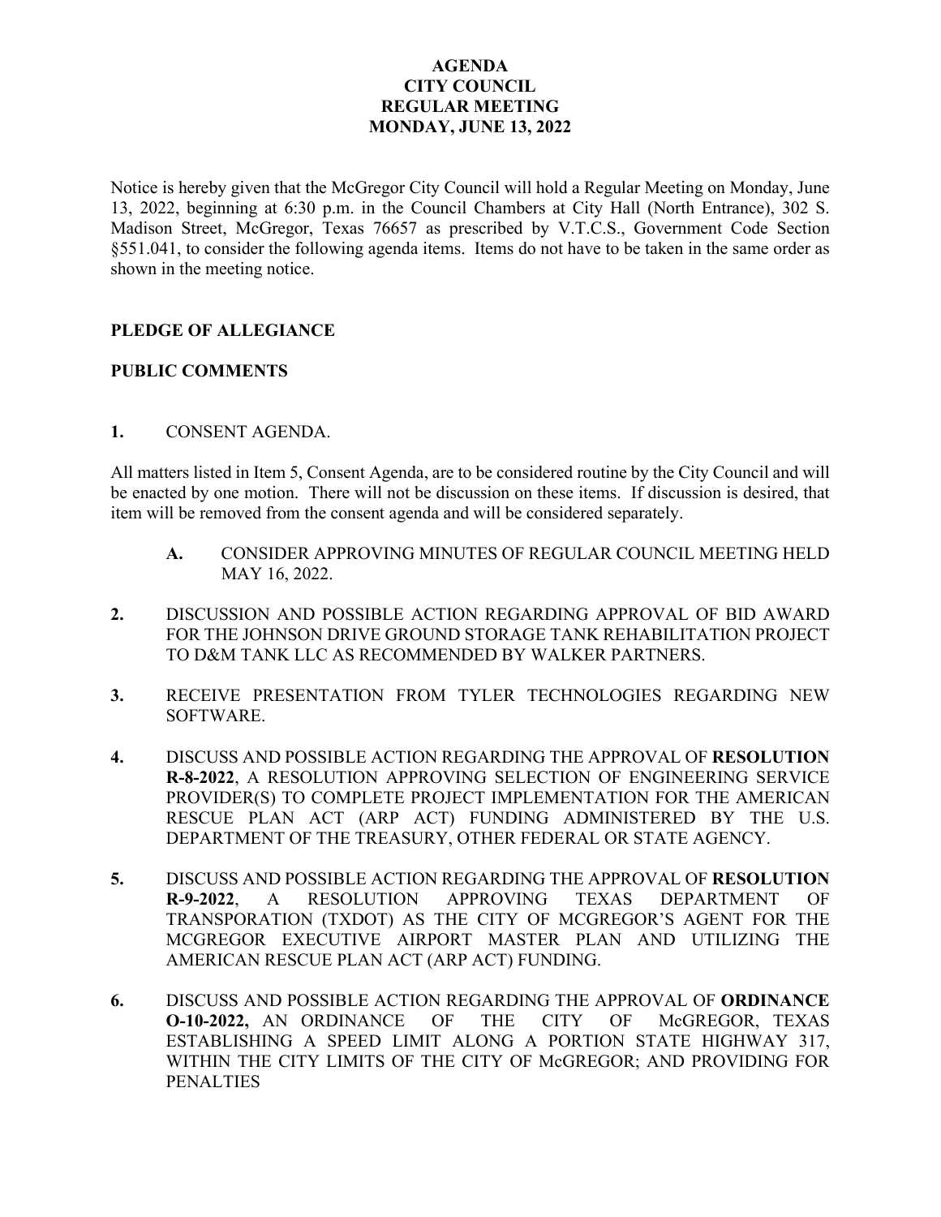# AGENDA
# CITY COUNCIL
# REGULAR MEETING
# MONDAY, JUNE 13, 2022

Notice is hereby given that the McGregor City Council will hold a Regular Meeting on Monday, June 13, 2022, beginning at 6:30 p.m. in the Council Chambers at City Hall (North Entrance), 302 S. Madison Street, McGregor, Texas 76657 as prescribed by V.T.C.S., Government Code Section §551.041, to consider the following agenda items. Items do not have to be taken in the same order as shown in the meeting notice.

**PLEDGE OF ALLEGIANCE**

**PUBLIC COMMENTS**

**1.** CONSENT AGENDA.

All matters listed in Item 5, Consent Agenda, are to be considered routine by the City Council and will be enacted by one motion. There will not be discussion on these items. If discussion is desired, that item will be removed from the consent agenda and will be considered separately.

> **A.** CONSIDER APPROVING MINUTES OF REGULAR COUNCIL MEETING HELD MAY 16, 2022.

**2.** DISCUSSION AND POSSIBLE ACTION REGARDING APPROVAL OF BID AWARD FOR THE JOHNSON DRIVE GROUND STORAGE TANK REHABILITATION PROJECT TO D&M TANK LLC AS RECOMMENDED BY WALKER PARTNERS.

**3.** RECEIVE PRESENTATION FROM TYLER TECHNOLOGIES REGARDING NEW SOFTWARE.

**4.** DISCUSS AND POSSIBLE ACTION REGARDING THE APPROVAL OF **RESOLUTION R-8-2022**, A RESOLUTION APPROVING SELECTION OF ENGINEERING SERVICE PROVIDER(S) TO COMPLETE PROJECT IMPLEMENTATION FOR THE AMERICAN RESCUE PLAN ACT (ARP ACT) FUNDING ADMINISTERED BY THE U.S. DEPARTMENT OF THE TREASURY, OTHER FEDERAL OR STATE AGENCY.

**5.** DISCUSS AND POSSIBLE ACTION REGARDING THE APPROVAL OF **RESOLUTION R-9-2022**, A RESOLUTION APPROVING TEXAS DEPARTMENT OF TRANSPORATION (TXDOT) AS THE CITY OF MCGREGOR'S AGENT FOR THE MCGREGOR EXECUTIVE AIRPORT MASTER PLAN AND UTILIZING THE AMERICAN RESCUE PLAN ACT (ARP ACT) FUNDING.

**6.** DISCUSS AND POSSIBLE ACTION REGARDING THE APPROVAL OF **ORDINANCE O-10-2022,** AN ORDINANCE OF THE CITY OF McGREGOR, TEXAS ESTABLISHING A SPEED LIMIT ALONG A PORTION STATE HIGHWAY 317, WITHIN THE CITY LIMITS OF THE CITY OF McGREGOR; AND PROVIDING FOR PENALTIES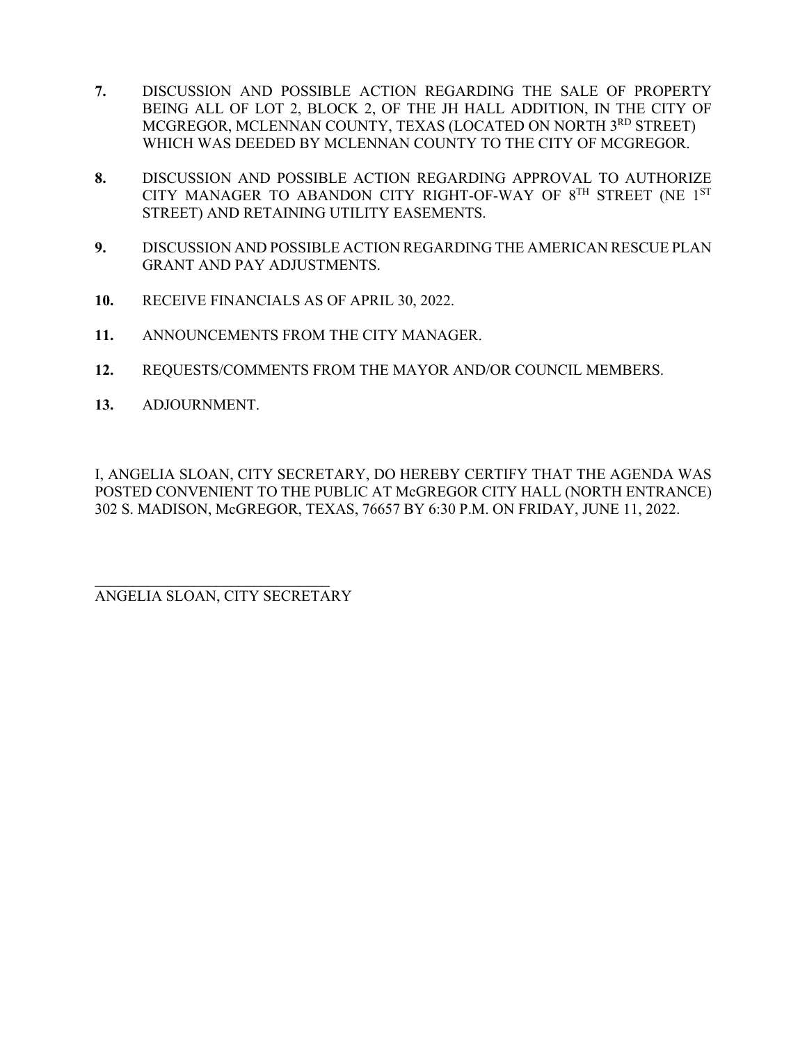**7.** DISCUSSION AND POSSIBLE ACTION REGARDING THE SALE OF PROPERTY BEING ALL OF LOT 2, BLOCK 2, OF THE JH HALL ADDITION, IN THE CITY OF MCGREGOR, MCLENNAN COUNTY, TEXAS (LOCATED ON NORTH 3RD STREET) WHICH WAS DEEDED BY MCLENNAN COUNTY TO THE CITY OF MCGREGOR.

**8.** DISCUSSION AND POSSIBLE ACTION REGARDING APPROVAL TO AUTHORIZE CITY MANAGER TO ABANDON CITY RIGHT-OF-WAY OF 8TH STREET (NE 1ST STREET) AND RETAINING UTILITY EASEMENTS.

**9.** DISCUSSION AND POSSIBLE ACTION REGARDING THE AMERICAN RESCUE PLAN GRANT AND PAY ADJUSTMENTS.

**10.** RECEIVE FINANCIALS AS OF APRIL 30, 2022.

**11.** ANNOUNCEMENTS FROM THE CITY MANAGER.

**12.** REQUESTS/COMMENTS FROM THE MAYOR AND/OR COUNCIL MEMBERS.

**13.** ADJOURNMENT.

I, ANGELIA SLOAN, CITY SECRETARY, DO HEREBY CERTIFY THAT THE AGENDA WAS POSTED CONVENIENT TO THE PUBLIC AT McGREGOR CITY HALL (NORTH ENTRANCE) 302 S. MADISON, McGREGOR, TEXAS, 76657 BY 6:30 P.M. ON FRIDAY, JUNE 11, 2022.

\_\_\_\_\_\_\_\_\_\_\_\_\_\_\_\_\_\_\_\_\_\_\_\_\_\_\_\_\_\_\_\_

ANGELIA SLOAN, CITY SECRETARY